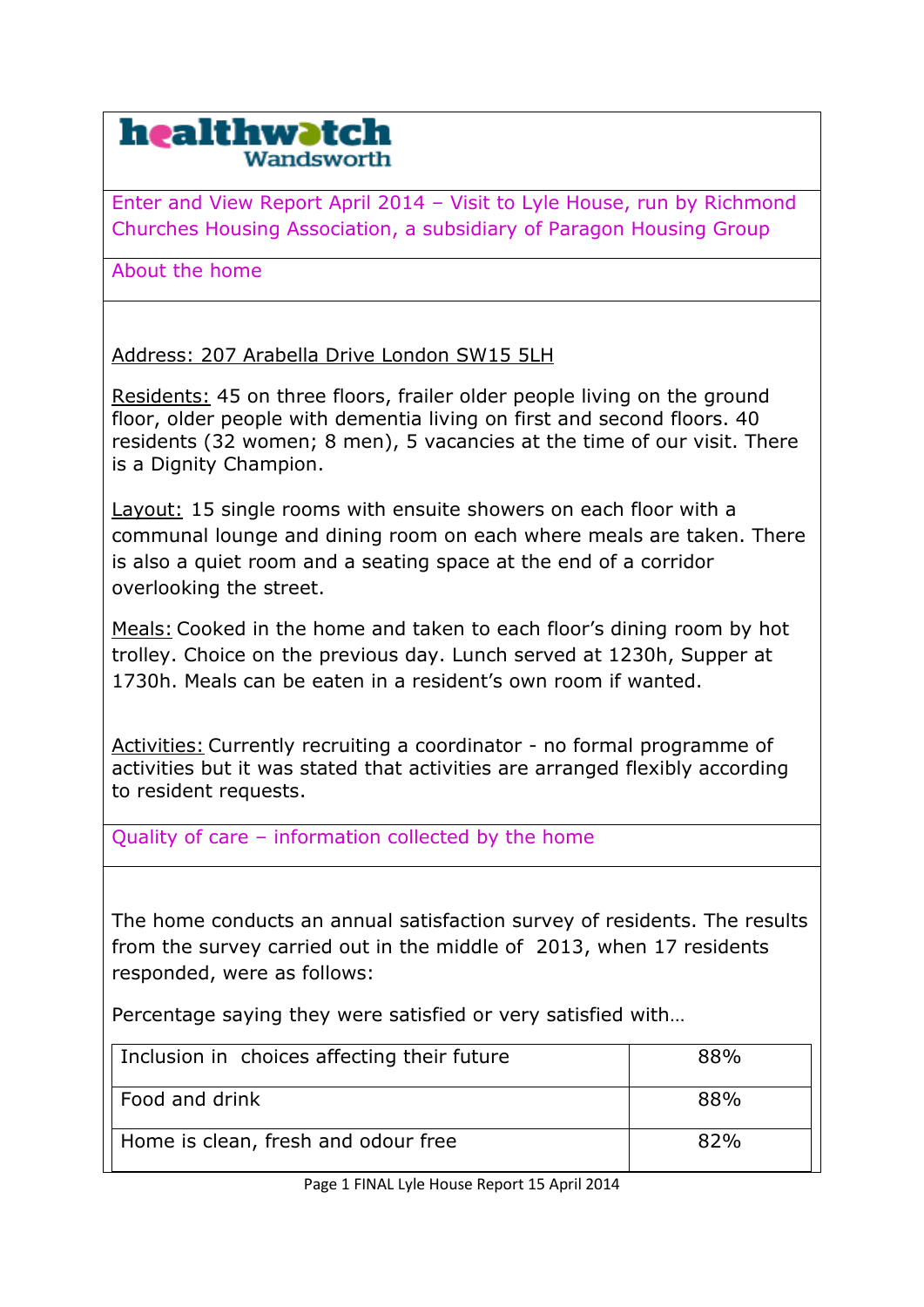**healthwatch Wandsworth**

## Enter and View Report April 2014 – Visit to Lyle House, run by Richmond Churches Housing Association, a subsidiary of Paragon Housing Group

### About the home

Address: 207 Arabella Drive London SW15 5LH

Residents: 45 on three floors, frailer older people living on the ground floor, older people with dementia living on first and second floors. 40 residents (32 women; 8 men), 5 vacancies at the time of our visit. There is a Dignity Champion.

Layout: 15 single rooms with ensuite showers on each floor with a communal lounge and dining room on each where meals are taken. There is also a quiet room and a seating space at the end of a corridor overlooking the street.

Meals: Cooked in the home and taken to each floor's dining room by hot trolley. Choice on the previous day. Lunch served at 1230h, Supper at 1730h. Meals can be eaten in a resident's own room if wanted.

Activities: Currently recruiting a coordinator - no formal programme of activities but it was stated that activities are arranged flexibly according to resident requests.

### Quality of care – information collected by the home

The home conducts an annual satisfaction survey of residents. The results from the survey carried out in the middle of 2013, when 17 residents responded, were as follows:

Percentage saying they were satisfied or very satisfied with…

| | |
|---|---|
| Inclusion in choices affecting their future | 88% |
| Food and drink | 88% |
| Home is clean, fresh and odour free | 82% |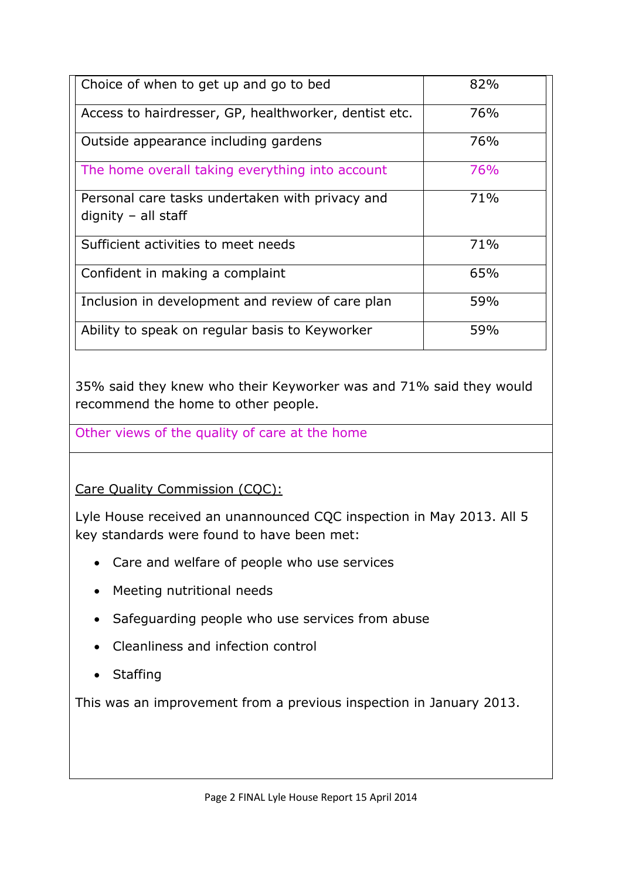| | |
|---|---|
| Choice of when to get up and go to bed | 82% |
| Access to hairdresser, GP, healthworker, dentist etc. | 76% |
| Outside appearance including gardens | 76% |
| The home overall taking everything into account | 76% |
| Personal care tasks undertaken with privacy and dignity – all staff | 71% |
| Sufficient activities to meet needs | 71% |
| Confident in making a complaint | 65% |
| Inclusion in development and review of care plan | 59% |
| Ability to speak on regular basis to Keyworker | 59% |

35% said they knew who their Keyworker was and 71% said they would recommend the home to other people.

## Other views of the quality of care at the home

Care Quality Commission (CQC):

Lyle House received an unannounced CQC inspection in May 2013. All 5 key standards were found to have been met:

- Care and welfare of people who use services
- Meeting nutritional needs
- Safeguarding people who use services from abuse
- Cleanliness and infection control
- Staffing

This was an improvement from a previous inspection in January 2013.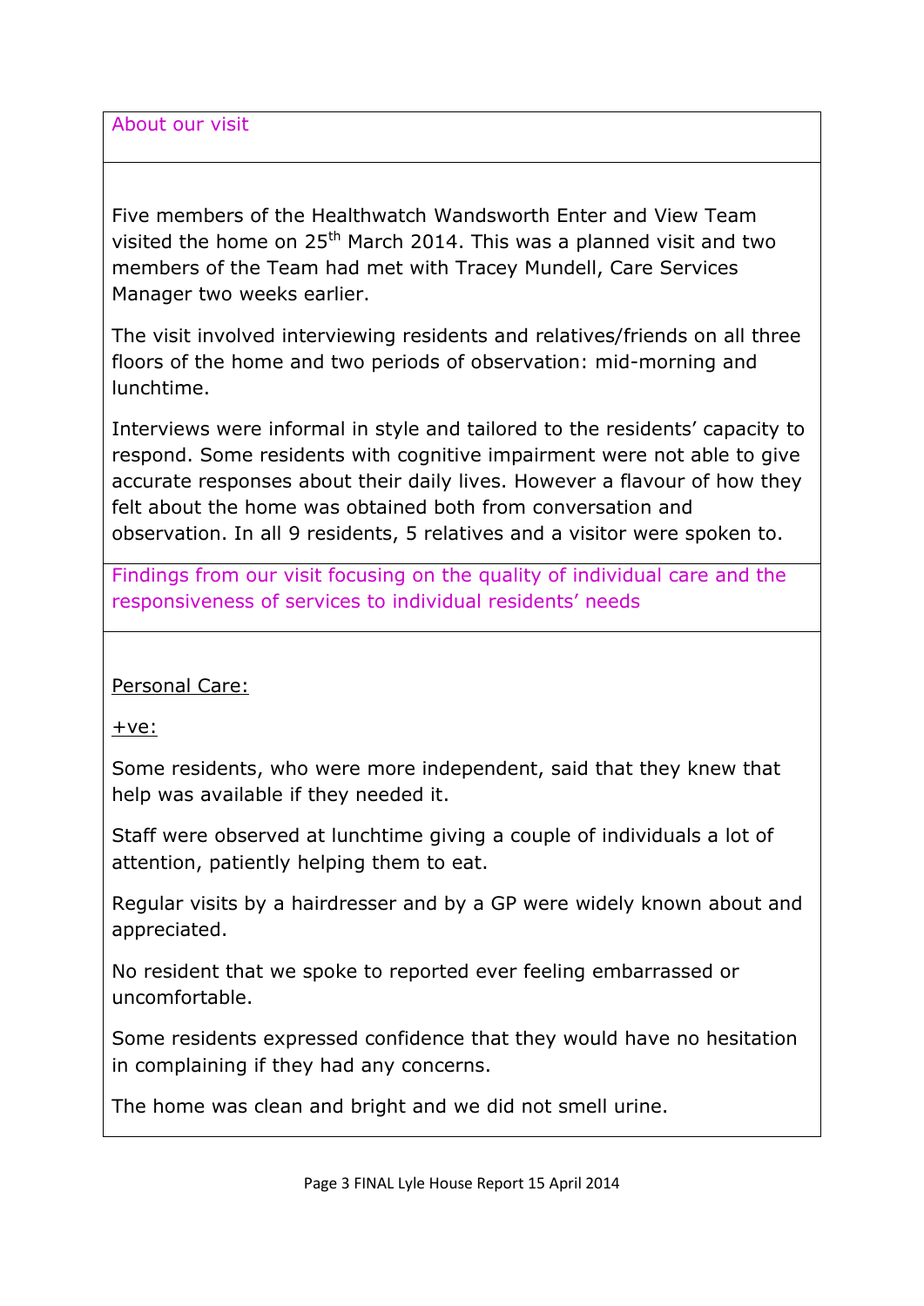## About our visit

Five members of the Healthwatch Wandsworth Enter and View Team visited the home on 25th March 2014. This was a planned visit and two members of the Team had met with Tracey Mundell, Care Services Manager two weeks earlier.

The visit involved interviewing residents and relatives/friends on all three floors of the home and two periods of observation: mid-morning and lunchtime.

Interviews were informal in style and tailored to the residents' capacity to respond. Some residents with cognitive impairment were not able to give accurate responses about their daily lives. However a flavour of how they felt about the home was obtained both from conversation and observation. In all 9 residents, 5 relatives and a visitor were spoken to.

## Findings from our visit focusing on the quality of individual care and the responsiveness of services to individual residents' needs

### Personal Care:

+ve:

Some residents, who were more independent, said that they knew that help was available if they needed it.

Staff were observed at lunchtime giving a couple of individuals a lot of attention, patiently helping them to eat.

Regular visits by a hairdresser and by a GP were widely known about and appreciated.

No resident that we spoke to reported ever feeling embarrassed or uncomfortable.

Some residents expressed confidence that they would have no hesitation in complaining if they had any concerns.

The home was clean and bright and we did not smell urine.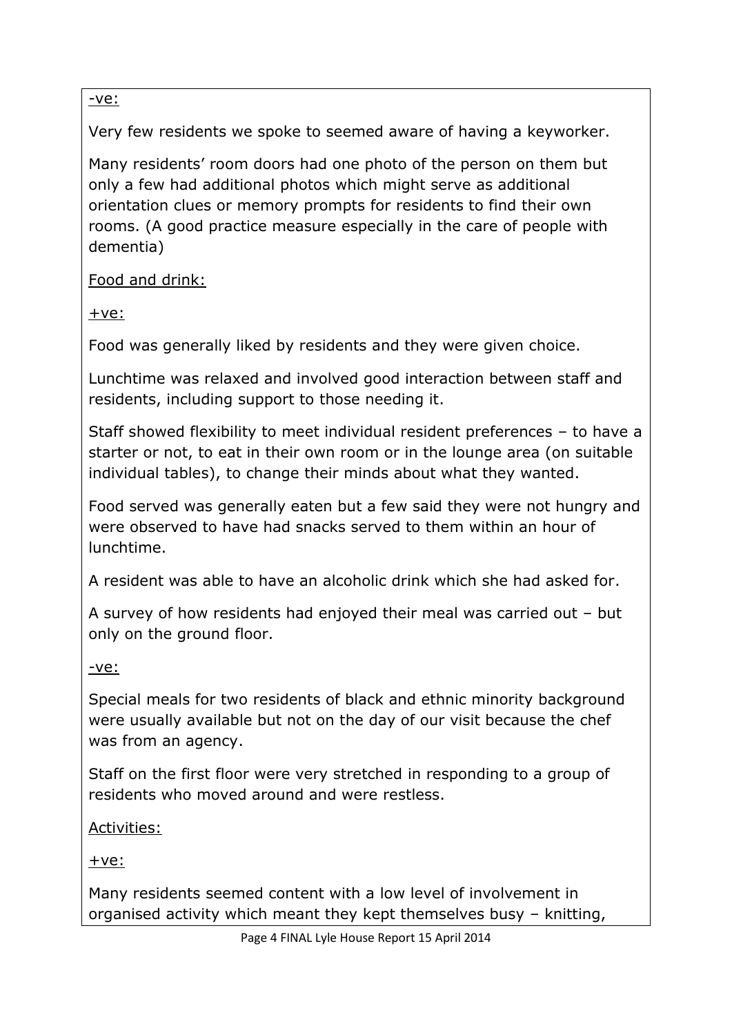<u>-ve:</u>

Very few residents we spoke to seemed aware of having a keyworker.

Many residents' room doors had one photo of the person on them but only a few had additional photos which might serve as additional orientation clues or memory prompts for residents to find their own rooms. (A good practice measure especially in the care of people with dementia)

<u>Food and drink:</u>

<u>+ve:</u>

Food was generally liked by residents and they were given choice.

Lunchtime was relaxed and involved good interaction between staff and residents, including support to those needing it.

Staff showed flexibility to meet individual resident preferences – to have a starter or not, to eat in their own room or in the lounge area (on suitable individual tables), to change their minds about what they wanted.

Food served was generally eaten but a few said they were not hungry and were observed to have had snacks served to them within an hour of lunchtime.

A resident was able to have an alcoholic drink which she had asked for.

A survey of how residents had enjoyed their meal was carried out – but only on the ground floor.

<u>-ve:</u>

Special meals for two residents of black and ethnic minority background were usually available but not on the day of our visit because the chef was from an agency.

Staff on the first floor were very stretched in responding to a group of residents who moved around and were restless.

<u>Activities:</u>

<u>+ve:</u>

Many residents seemed content with a low level of involvement in organised activity which meant they kept themselves busy – knitting,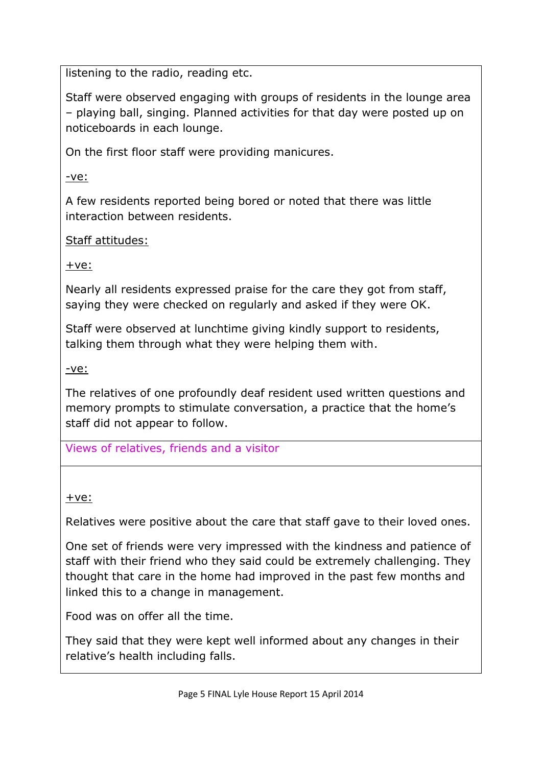listening to the radio, reading etc.

Staff were observed engaging with groups of residents in the lounge area – playing ball, singing. Planned activities for that day were posted up on noticeboards in each lounge.

On the first floor staff were providing manicures.

-ve:

A few residents reported being bored or noted that there was little interaction between residents.

Staff attitudes:

+ve:

Nearly all residents expressed praise for the care they got from staff, saying they were checked on regularly and asked if they were OK.

Staff were observed at lunchtime giving kindly support to residents, talking them through what they were helping them with.

-ve:

The relatives of one profoundly deaf resident used written questions and memory prompts to stimulate conversation, a practice that the home's staff did not appear to follow.

## Views of relatives, friends and a visitor

+ve:

Relatives were positive about the care that staff gave to their loved ones.

One set of friends were very impressed with the kindness and patience of staff with their friend who they said could be extremely challenging. They thought that care in the home had improved in the past few months and linked this to a change in management.

Food was on offer all the time.

They said that they were kept well informed about any changes in their relative's health including falls.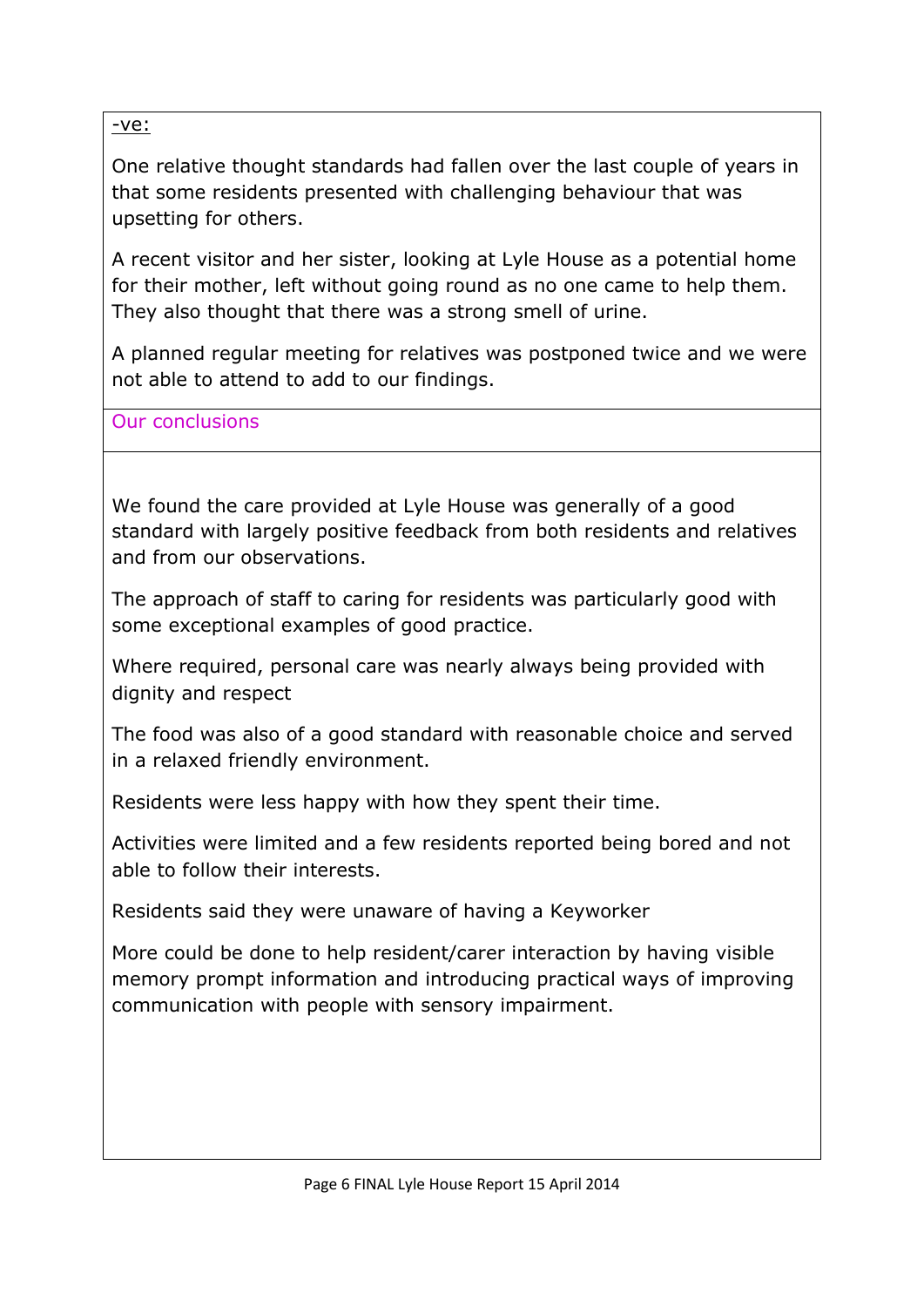-ve:

One relative thought standards had fallen over the last couple of years in that some residents presented with challenging behaviour that was upsetting for others.

A recent visitor and her sister, looking at Lyle House as a potential home for their mother, left without going round as no one came to help them. They also thought that there was a strong smell of urine.

A planned regular meeting for relatives was postponed twice and we were not able to attend to add to our findings.

## Our conclusions

We found the care provided at Lyle House was generally of a good standard with largely positive feedback from both residents and relatives and from our observations.

The approach of staff to caring for residents was particularly good with some exceptional examples of good practice.

Where required, personal care was nearly always being provided with dignity and respect

The food was also of a good standard with reasonable choice and served in a relaxed friendly environment.

Residents were less happy with how they spent their time.

Activities were limited and a few residents reported being bored and not able to follow their interests.

Residents said they were unaware of having a Keyworker

More could be done to help resident/carer interaction by having visible memory prompt information and introducing practical ways of improving communication with people with sensory impairment.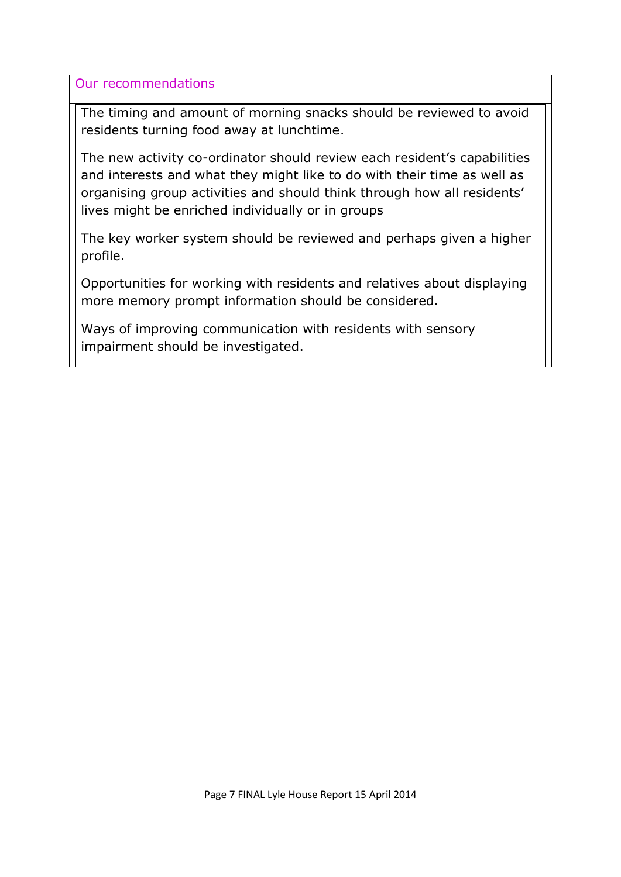## Our recommendations

The timing and amount of morning snacks should be reviewed to avoid residents turning food away at lunchtime.

The new activity co-ordinator should review each resident's capabilities and interests and what they might like to do with their time as well as organising group activities and should think through how all residents' lives might be enriched individually or in groups

The key worker system should be reviewed and perhaps given a higher profile.

Opportunities for working with residents and relatives about displaying more memory prompt information should be considered.

Ways of improving communication with residents with sensory impairment should be investigated.